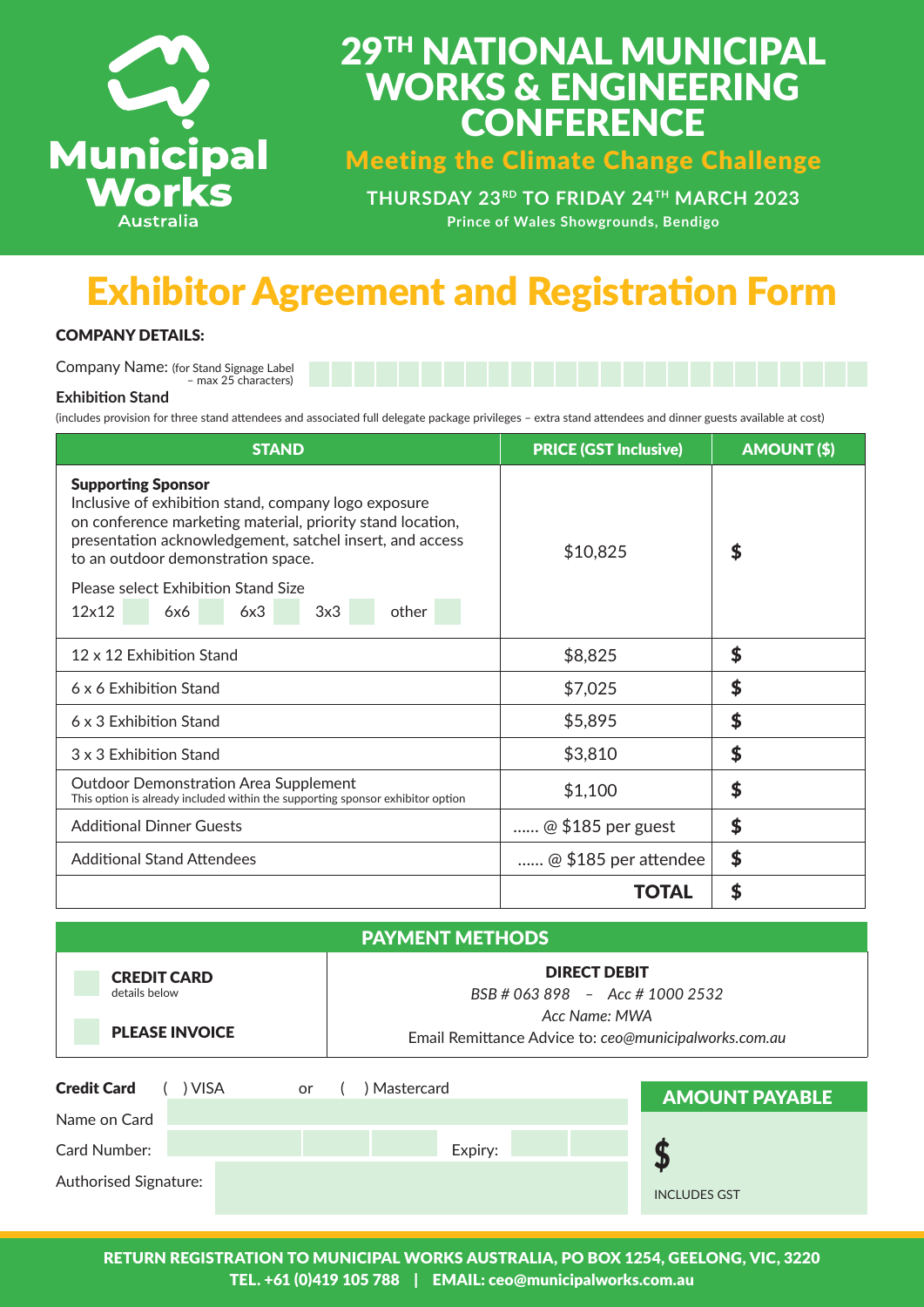Municipal Works Australia

# 29TH NATIONAL MUNICIPAL WORKS & ENGINEERING CONFERENCE

## Meeting the Climate Change Challenge

**THURSDAY 23RD TO FRIDAY 24TH MARCH 2023**

**Prince of Wales Showgrounds, Bendigo**

# Exhibitor Agreement and Registration Form

### COMPANY DETAILS:

Company Name: (for Stand Signage Label – max 25 characters)

**Exhibition Stand**

(includes provision for three stand attendees and associated full delegate package privileges – extra stand attendees and dinner guests available at cost)

| STAND | PRICE (GST Inclusive) | AMOUNT ($) |
|---|---|---|
| **Supporting Sponsor**<br>Inclusive of exhibition stand, company logo exposure on conference marketing material, priority stand location, presentation acknowledgement, satchel insert, and access to an outdoor demonstration space.<br>Please select Exhibition Stand Size<br>12x12 ☐ 6x6 ☐ 6x3 ☐ 3x3 ☐ other ☐ | $10,825 | $ |
| 12 x 12 Exhibition Stand | $8,825 | $ |
| 6 x 6 Exhibition Stand | $7,025 | $ |
| 6 x 3 Exhibition Stand | $5,895 | $ |
| 3 x 3 Exhibition Stand | $3,810 | $ |
| Outdoor Demonstration Area Supplement<br>This option is already included within the supporting sponsor exhibitor option | $1,100 | $ |
| Additional Dinner Guests | ...... @ $185 per guest | $ |
| Additional Stand Attendees | ...... @ $185 per attendee | $ |
| | **TOTAL** | $ |

### PAYMENT METHODS

| | |
|---|---|
| ☐ **CREDIT CARD** details below<br>☐ **PLEASE INVOICE** | **DIRECT DEBIT**<br>*BSB # 063 898 – Acc # 1000 2532*<br>*Acc Name: MWA*<br>Email Remittance Advice to: *ceo@municipalworks.com.au* |

**Credit Card** ( ) VISA or ( ) Mastercard

Name on Card

Card Number: Expiry:

Authorised Signature:

**AMOUNT PAYABLE**

$

INCLUDES GST

**RETURN REGISTRATION TO MUNICIPAL WORKS AUSTRALIA, PO BOX 1254, GEELONG, VIC, 3220**
**TEL. +61 (0)419 105 788 | EMAIL: ceo@municipalworks.com.au**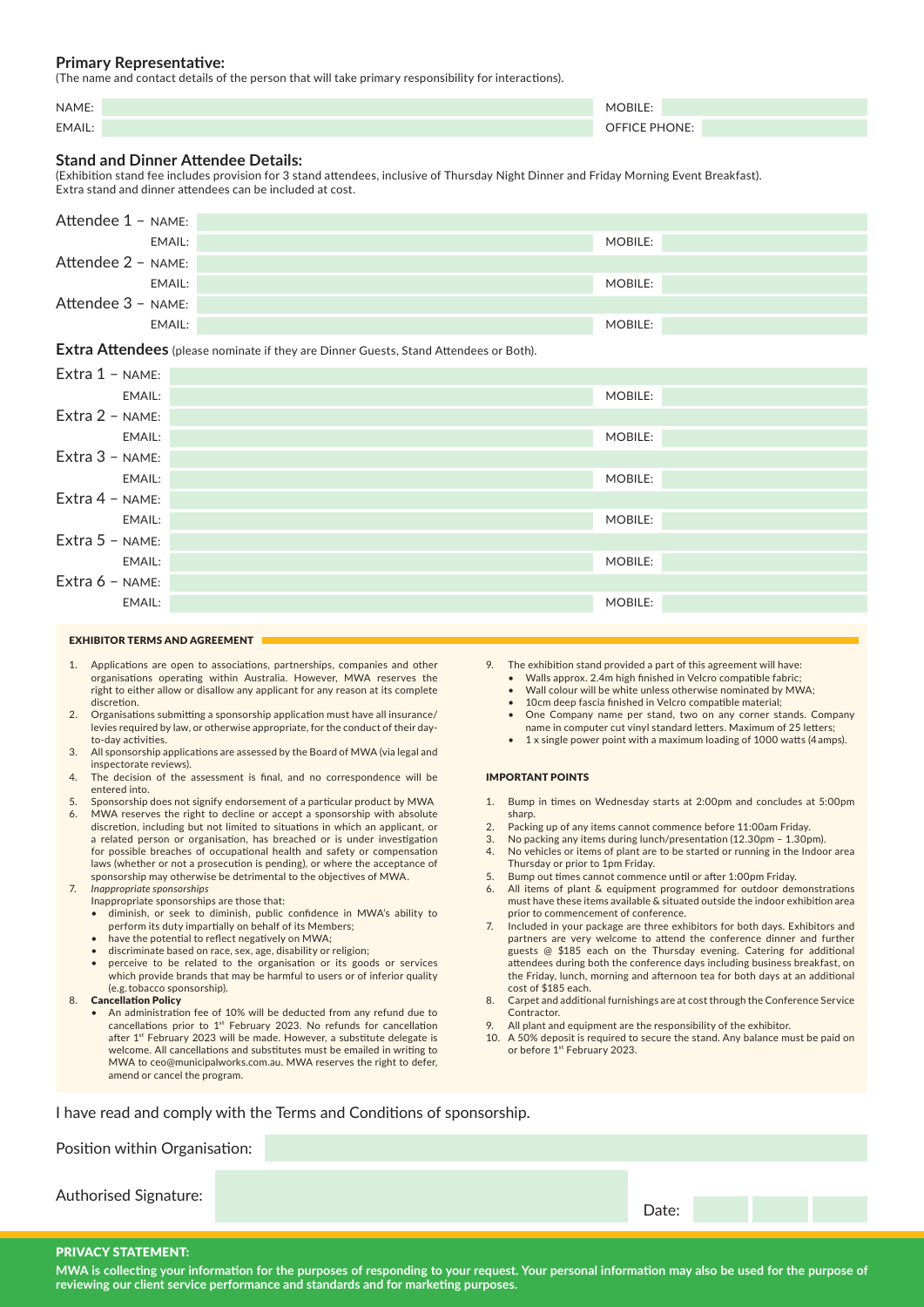## Primary Representative:

(The name and contact details of the person that will take primary responsibility for interactions).

NAME: MOBILE:

EMAIL: OFFICE PHONE:

## Stand and Dinner Attendee Details:

(Exhibition stand fee includes provision for 3 stand attendees, inclusive of Thursday Night Dinner and Friday Morning Event Breakfast).
Extra stand and dinner attendees can be included at cost.

Attendee 1 – NAME:
EMAIL: MOBILE:

Attendee 2 – NAME:
EMAIL: MOBILE:

Attendee 3 – NAME:
EMAIL: MOBILE:

**Extra Attendees** (please nominate if they are Dinner Guests, Stand Attendees or Both).

Extra 1 – NAME:
EMAIL: MOBILE:

Extra 2 – NAME:
EMAIL: MOBILE:

Extra 3 – NAME:
EMAIL: MOBILE:

Extra 4 – NAME:
EMAIL: MOBILE:

Extra 5 – NAME:
EMAIL: MOBILE:

Extra 6 – NAME:
EMAIL: MOBILE:

### EXHIBITOR TERMS AND AGREEMENT

1. Applications are open to associations, partnerships, companies and other organisations operating within Australia. However, MWA reserves the right to either allow or disallow any applicant for any reason at its complete discretion.
2. Organisations submitting a sponsorship application must have all insurance/ levies required by law, or otherwise appropriate, for the conduct of their day-to-day activities.
3. All sponsorship applications are assessed by the Board of MWA (via legal and inspectorate reviews).
4. The decision of the assessment is final, and no correspondence will be entered into.
5. Sponsorship does not signify endorsement of a particular product by MWA
6. MWA reserves the right to decline or accept a sponsorship with absolute discretion, including but not limited to situations in which an applicant, or a related person or organisation, has breached or is under investigation for possible breaches of occupational health and safety or compensation laws (whether or not a prosecution is pending), or where the acceptance of sponsorship may otherwise be detrimental to the objectives of MWA.
7. *Inappropriate sponsorships*
   Inappropriate sponsorships are those that:
   - diminish, or seek to diminish, public confidence in MWA's ability to perform its duty impartially on behalf of its Members;
   - have the potential to reflect negatively on MWA;
   - discriminate based on race, sex, age, disability or religion;
   - perceive to be related to the organisation or its goods or services which provide brands that may be harmful to users or of inferior quality (e.g. tobacco sponsorship).
8. **Cancellation Policy**
   - An administration fee of 10% will be deducted from any refund due to cancellations prior to 1st February 2023. No refunds for cancellation after 1st February 2023 will be made. However, a substitute delegate is welcome. All cancellations and substitutes must be emailed in writing to MWA to ceo@municipalworks.com.au. MWA reserves the right to defer, amend or cancel the program.
9. The exhibition stand provided a part of this agreement will have:
   - Walls approx. 2.4m high finished in Velcro compatible fabric;
   - Wall colour will be white unless otherwise nominated by MWA;
   - 10cm deep fascia finished in Velcro compatible material;
   - One Company name per stand, two on any corner stands. Company name in computer cut vinyl standard letters. Maximum of 25 letters;
   - 1 x single power point with a maximum loading of 1000 watts (4 amps).

### IMPORTANT POINTS

1. Bump in times on Wednesday starts at 2:00pm and concludes at 5:00pm sharp.
2. Packing up of any items cannot commence before 11:00am Friday.
3. No packing any items during lunch/presentation (12.30pm – 1.30pm).
4. No vehicles or items of plant are to be started or running in the Indoor area Thursday or prior to 1pm Friday.
5. Bump out times cannot commence until or after 1:00pm Friday.
6. All items of plant & equipment programmed for outdoor demonstrations must have these items available & situated outside the indoor exhibition area prior to commencement of conference.
7. Included in your package are three exhibitors for both days. Exhibitors and partners are very welcome to attend the conference dinner and further guests @ $185 each on the Thursday evening. Catering for additional attendees during both the conference days including business breakfast, on the Friday, lunch, morning and afternoon tea for both days at an additional cost of $185 each.
8. Carpet and additional furnishings are at cost through the Conference Service Contractor.
9. All plant and equipment are the responsibility of the exhibitor.
10. A 50% deposit is required to secure the stand. Any balance must be paid on or before 1st February 2023.

I have read and comply with the Terms and Conditions of sponsorship.

Position within Organisation:

Authorised Signature: Date:

**PRIVACY STATEMENT:**

**MWA is collecting your information for the purposes of responding to your request. Your personal information may also be used for the purpose of reviewing our client service performance and standards and for marketing purposes.**